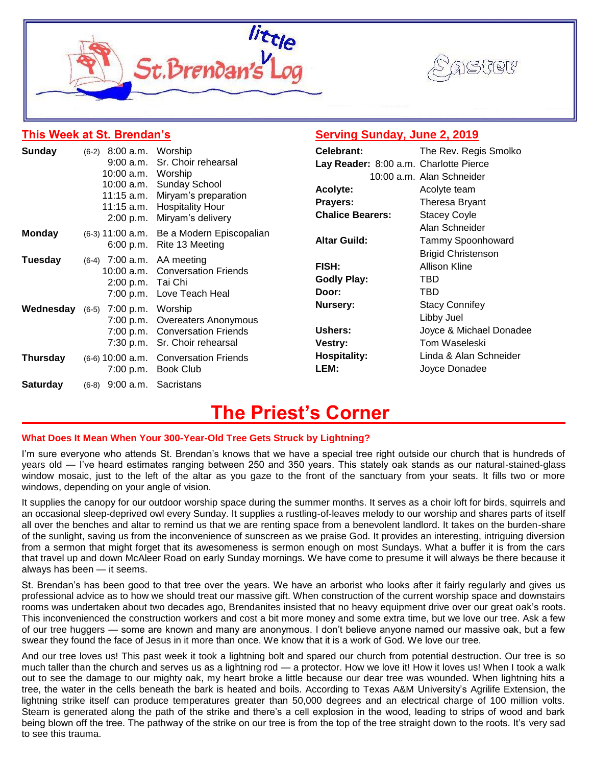# little St. Brendan's Log

Easter

## This Week at St. Brendan's

| Day | Date | Time | Event |
|---|---|---|---|
| **Sunday** | (6-2) | 8:00 a.m. | Worship |
| | | 9:00 a.m. | Sr. Choir rehearsal |
| | | 10:00 a.m. | Worship |
| | | 10:00 a.m. | Sunday School |
| | | 11:15 a.m. | Miryam's preparation |
| | | 11:15 a.m. | Hospitality Hour |
| | | 2:00 p.m. | Miryam's delivery |
| **Monday** | (6-3) | 11:00 a.m. | Be a Modern Episcopalian |
| | | 6:00 p.m. | Rite 13 Meeting |
| **Tuesday** | (6-4) | 7:00 a.m. | AA meeting |
| | | 10:00 a.m. | Conversation Friends |
| | | 2:00 p.m. | Tai Chi |
| | | 7:00 p.m. | Love Teach Heal |
| **Wednesday** | (6-5) | 7:00 p.m. | Worship |
| | | 7:00 p.m. | Overeaters Anonymous |
| | | 7:00 p.m. | Conversation Friends |
| | | 7:30 p.m. | Sr. Choir rehearsal |
| **Thursday** | (6-6) | 10:00 a.m. | Conversation Friends |
| | | 7:00 p.m. | Book Club |
| **Saturday** | (6-8) | 9:00 a.m. | Sacristans |

## Serving Sunday, June 2, 2019

| Role | Name |
|---|---|
| **Celebrant:** | The Rev. Regis Smolko |
| **Lay Reader:** 8:00 a.m. | Charlotte Pierce |
| 10:00 a.m. | Alan Schneider |
| **Acolyte:** | Acolyte team |
| **Prayers:** | Theresa Bryant |
| **Chalice Bearers:** | Stacey Coyle |
| | Alan Schneider |
| **Altar Guild:** | Tammy Spoonhoward |
| | Brigid Christenson |
| **FISH:** | Allison Kline |
| **Godly Play:** | TBD |
| **Door:** | TBD |
| **Nursery:** | Stacy Connifey |
| | Libby Juel |
| **Ushers:** | Joyce & Michael Donadee |
| **Vestry:** | Tom Waseleski |
| **Hospitality:** | Linda & Alan Schneider |
| **LEM:** | Joyce Donadee |

# The Priest's Corner

### What Does It Mean When Your 300-Year-Old Tree Gets Struck by Lightning?

I'm sure everyone who attends St. Brendan's knows that we have a special tree right outside our church that is hundreds of years old — I've heard estimates ranging between 250 and 350 years. This stately oak stands as our natural-stained-glass window mosaic, just to the left of the altar as you gaze to the front of the sanctuary from your seats. It fills two or more windows, depending on your angle of vision.

It supplies the canopy for our outdoor worship space during the summer months. It serves as a choir loft for birds, squirrels and an occasional sleep-deprived owl every Sunday. It supplies a rustling-of-leaves melody to our worship and shares parts of itself all over the benches and altar to remind us that we are renting space from a benevolent landlord. It takes on the burden-share of the sunlight, saving us from the inconvenience of sunscreen as we praise God. It provides an interesting, intriguing diversion from a sermon that might forget that its awesomeness is sermon enough on most Sundays. What a buffer it is from the cars that travel up and down McAleer Road on early Sunday mornings. We have come to presume it will always be there because it always has been — it seems.

St. Brendan's has been good to that tree over the years. We have an arborist who looks after it fairly regularly and gives us professional advice as to how we should treat our massive gift. When construction of the current worship space and downstairs rooms was undertaken about two decades ago, Brendanites insisted that no heavy equipment drive over our great oak's roots. This inconvenienced the construction workers and cost a bit more money and some extra time, but we love our tree. Ask a few of our tree huggers — some are known and many are anonymous. I don't believe anyone named our massive oak, but a few swear they found the face of Jesus in it more than once. We know that it is a work of God. We love our tree.

And our tree loves us! This past week it took a lightning bolt and spared our church from potential destruction. Our tree is so much taller than the church and serves us as a lightning rod — a protector. How we love it! How it loves us! When I took a walk out to see the damage to our mighty oak, my heart broke a little because our dear tree was wounded. When lightning hits a tree, the water in the cells beneath the bark is heated and boils. According to Texas A&M University's Agrilife Extension, the lightning strike itself can produce temperatures greater than 50,000 degrees and an electrical charge of 100 million volts. Steam is generated along the path of the strike and there's a cell explosion in the wood, leading to strips of wood and bark being blown off the tree. The pathway of the strike on our tree is from the top of the tree straight down to the roots. It's very sad to see this trauma.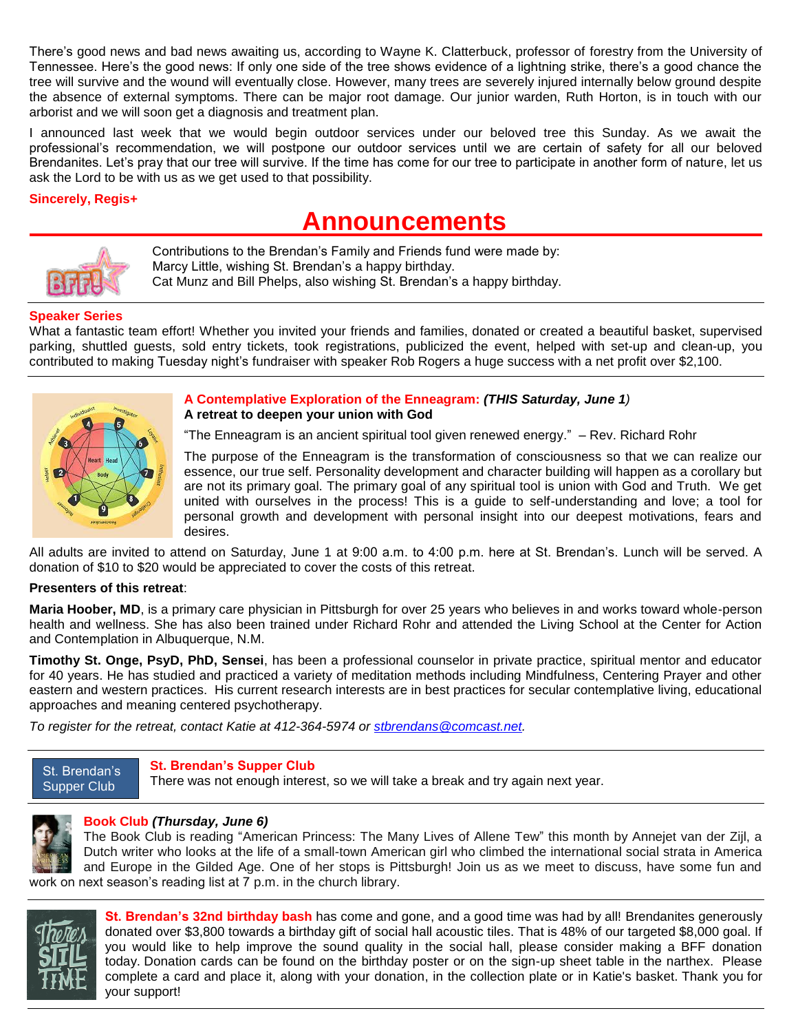There's good news and bad news awaiting us, according to Wayne K. Clatterbuck, professor of forestry from the University of Tennessee. Here's the good news: If only one side of the tree shows evidence of a lightning strike, there's a good chance the tree will survive and the wound will eventually close. However, many trees are severely injured internally below ground despite the absence of external symptoms. There can be major root damage. Our junior warden, Ruth Horton, is in touch with our arborist and we will soon get a diagnosis and treatment plan.

I announced last week that we would begin outdoor services under our beloved tree this Sunday. As we await the professional's recommendation, we will postpone our outdoor services until we are certain of safety for all our beloved Brendanites. Let's pray that our tree will survive. If the time has come for our tree to participate in another form of nature, let us ask the Lord to be with us as we get used to that possibility.

**Sincerely, Regis+**

# Announcements

Contributions to the Brendan's Family and Friends fund were made by:
Marcy Little, wishing St. Brendan's a happy birthday.
Cat Munz and Bill Phelps, also wishing St. Brendan's a happy birthday.

---

**Speaker Series**

What a fantastic team effort! Whether you invited your friends and families, donated or created a beautiful basket, supervised parking, shuttled guests, sold entry tickets, took registrations, publicized the event, helped with set-up and clean-up, you contributed to making Tuesday night's fundraiser with speaker Rob Rogers a huge success with a net profit over $2,100.

---

**A Contemplative Exploration of the Enneagram:** ***(THIS Saturday, June 1)***
**A retreat to deepen your union with God**

"The Enneagram is an ancient spiritual tool given renewed energy." – Rev. Richard Rohr

The purpose of the Enneagram is the transformation of consciousness so that we can realize our essence, our true self. Personality development and character building will happen as a corollary but are not its primary goal. The primary goal of any spiritual tool is union with God and Truth. We get united with ourselves in the process! This is a guide to self-understanding and love; a tool for personal growth and development with personal insight into our deepest motivations, fears and desires.

All adults are invited to attend on Saturday, June 1 at 9:00 a.m. to 4:00 p.m. here at St. Brendan's. Lunch will be served. A donation of $10 to $20 would be appreciated to cover the costs of this retreat.

**Presenters of this retreat**:

**Maria Hoober, MD**, is a primary care physician in Pittsburgh for over 25 years who believes in and works toward whole-person health and wellness. She has also been trained under Richard Rohr and attended the Living School at the Center for Action and Contemplation in Albuquerque, N.M.

**Timothy St. Onge, PsyD, PhD, Sensei**, has been a professional counselor in private practice, spiritual mentor and educator for 40 years. He has studied and practiced a variety of meditation methods including Mindfulness, Centering Prayer and other eastern and western practices. His current research interests are in best practices for secular contemplative living, educational approaches and meaning centered psychotherapy.

*To register for the retreat, contact Katie at 412-364-5974 or stbrendans@comcast.net.*

---

St. Brendan's Supper Club

**St. Brendan's Supper Club**

There was not enough interest, so we will take a break and try again next year.

---

**Book Club** ***(Thursday, June 6)***

The Book Club is reading "American Princess: The Many Lives of Allene Tew" this month by Annejet van der Zijl, a Dutch writer who looks at the life of a small-town American girl who climbed the international social strata in America and Europe in the Gilded Age. One of her stops is Pittsburgh! Join us as we meet to discuss, have some fun and work on next season's reading list at 7 p.m. in the church library.

---

**St. Brendan's 32nd birthday bash** has come and gone, and a good time was had by all! Brendanites generously donated over $3,800 towards a birthday gift of social hall acoustic tiles. That is 48% of our targeted $8,000 goal. If you would like to help improve the sound quality in the social hall, please consider making a BFF donation today. Donation cards can be found on the birthday poster or on the sign-up sheet table in the narthex. Please complete a card and place it, along with your donation, in the collection plate or in Katie's basket. Thank you for your support!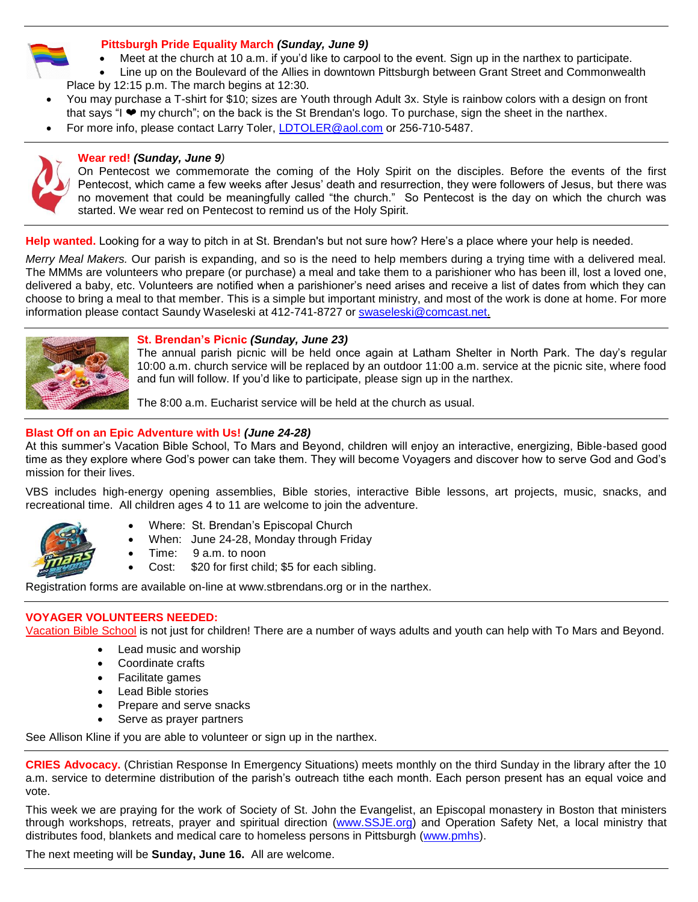**Pittsburgh Pride Equality March** ***(Sunday, June 9)***

- Meet at the church at 10 a.m. if you'd like to carpool to the event. Sign up in the narthex to participate.
- Line up on the Boulevard of the Allies in downtown Pittsburgh between Grant Street and Commonwealth Place by 12:15 p.m. The march begins at 12:30.
- You may purchase a T-shirt for $10; sizes are Youth through Adult 3x. Style is rainbow colors with a design on front that says "I ❤ my church"; on the back is the St Brendan's logo. To purchase, sign the sheet in the narthex.
- For more info, please contact Larry Toler, LDTOLER@aol.com or 256-710-5487.

---

**Wear red!** ***(Sunday, June 9)***

On Pentecost we commemorate the coming of the Holy Spirit on the disciples. Before the events of the first Pentecost, which came a few weeks after Jesus' death and resurrection, they were followers of Jesus, but there was no movement that could be meaningfully called "the church." So Pentecost is the day on which the church was started. We wear red on Pentecost to remind us of the Holy Spirit.

---

**Help wanted.** Looking for a way to pitch in at St. Brendan's but not sure how? Here's a place where your help is needed.

*Merry Meal Makers.* Our parish is expanding, and so is the need to help members during a trying time with a delivered meal. The MMMs are volunteers who prepare (or purchase) a meal and take them to a parishioner who has been ill, lost a loved one, delivered a baby, etc. Volunteers are notified when a parishioner's need arises and receive a list of dates from which they can choose to bring a meal to that member. This is a simple but important ministry, and most of the work is done at home. For more information please contact Saundy Waseleski at 412-741-8727 or swaseleski@comcast.net.

---

**St. Brendan's Picnic** ***(Sunday, June 23)***

The annual parish picnic will be held once again at Latham Shelter in North Park. The day's regular 10:00 a.m. church service will be replaced by an outdoor 11:00 a.m. service at the picnic site, where food and fun will follow. If you'd like to participate, please sign up in the narthex.

The 8:00 a.m. Eucharist service will be held at the church as usual.

---

**Blast Off on an Epic Adventure with Us!** ***(June 24-28)***

At this summer's Vacation Bible School, To Mars and Beyond, children will enjoy an interactive, energizing, Bible-based good time as they explore where God's power can take them. They will become Voyagers and discover how to serve God and God's mission for their lives.

VBS includes high-energy opening assemblies, Bible stories, interactive Bible lessons, art projects, music, snacks, and recreational time. All children ages 4 to 11 are welcome to join the adventure.

- Where: St. Brendan's Episcopal Church
- When: June 24-28, Monday through Friday
- Time: 9 a.m. to noon
- Cost: $20 for first child; $5 for each sibling.

Registration forms are available on-line at www.stbrendans.org or in the narthex.

---

**VOYAGER VOLUNTEERS NEEDED:**

Vacation Bible School is not just for children! There are a number of ways adults and youth can help with To Mars and Beyond.

- Lead music and worship
- Coordinate crafts
- Facilitate games
- Lead Bible stories
- Prepare and serve snacks
- Serve as prayer partners

See Allison Kline if you are able to volunteer or sign up in the narthex.

---

**CRIES Advocacy.** (Christian Response In Emergency Situations) meets monthly on the third Sunday in the library after the 10 a.m. service to determine distribution of the parish's outreach tithe each month. Each person present has an equal voice and vote.

This week we are praying for the work of Society of St. John the Evangelist, an Episcopal monastery in Boston that ministers through workshops, retreats, prayer and spiritual direction (www.SSJE.org) and Operation Safety Net, a local ministry that distributes food, blankets and medical care to homeless persons in Pittsburgh (www.pmhs).

The next meeting will be **Sunday, June 16.** All are welcome.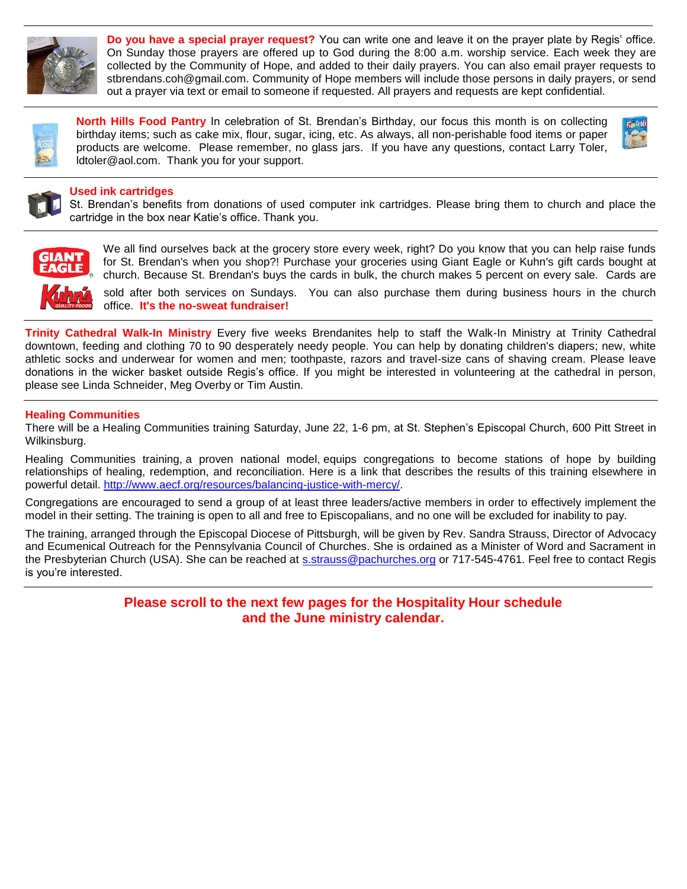**Do you have a special prayer request?** You can write one and leave it on the prayer plate by Regis' office. On Sunday those prayers are offered up to God during the 8:00 a.m. worship service. Each week they are collected by the Community of Hope, and added to their daily prayers. You can also email prayer requests to stbrendans.coh@gmail.com. Community of Hope members will include those persons in daily prayers, or send out a prayer via text or email to someone if requested. All prayers and requests are kept confidential.

---

**North Hills Food Pantry** In celebration of St. Brendan's Birthday, our focus this month is on collecting birthday items; such as cake mix, flour, sugar, icing, etc. As always, all non-perishable food items or paper products are welcome. Please remember, no glass jars. If you have any questions, contact Larry Toler, ldtoler@aol.com. Thank you for your support.

---

**Used ink cartridges**

St. Brendan's benefits from donations of used computer ink cartridges. Please bring them to church and place the cartridge in the box near Katie's office. Thank you.

---

We all find ourselves back at the grocery store every week, right? Do you know that you can help raise funds for St. Brendan's when you shop?! Purchase your groceries using Giant Eagle or Kuhn's gift cards bought at church. Because St. Brendan's buys the cards in bulk, the church makes 5 percent on every sale. Cards are sold after both services on Sundays. You can also purchase them during business hours in the church office. **It's the no-sweat fundraiser!**

---

**Trinity Cathedral Walk-In Ministry** Every five weeks Brendanites help to staff the Walk-In Ministry at Trinity Cathedral downtown, feeding and clothing 70 to 90 desperately needy people. You can help by donating children's diapers; new, white athletic socks and underwear for women and men; toothpaste, razors and travel-size cans of shaving cream. Please leave donations in the wicker basket outside Regis's office. If you might be interested in volunteering at the cathedral in person, please see Linda Schneider, Meg Overby or Tim Austin.

---

**Healing Communities**

There will be a Healing Communities training Saturday, June 22, 1-6 pm, at St. Stephen's Episcopal Church, 600 Pitt Street in Wilkinsburg.

Healing Communities training, a proven national model, equips congregations to become stations of hope by building relationships of healing, redemption, and reconciliation. Here is a link that describes the results of this training elsewhere in powerful detail. http://www.aecf.org/resources/balancing-justice-with-mercy/.

Congregations are encouraged to send a group of at least three leaders/active members in order to effectively implement the model in their setting. The training is open to all and free to Episcopalians, and no one will be excluded for inability to pay.

The training, arranged through the Episcopal Diocese of Pittsburgh, will be given by Rev. Sandra Strauss, Director of Advocacy and Ecumenical Outreach for the Pennsylvania Council of Churches. She is ordained as a Minister of Word and Sacrament in the Presbyterian Church (USA). She can be reached at s.strauss@pachurches.org or 717-545-4761. Feel free to contact Regis is you're interested.

---

**Please scroll to the next few pages for the Hospitality Hour schedule and the June ministry calendar.**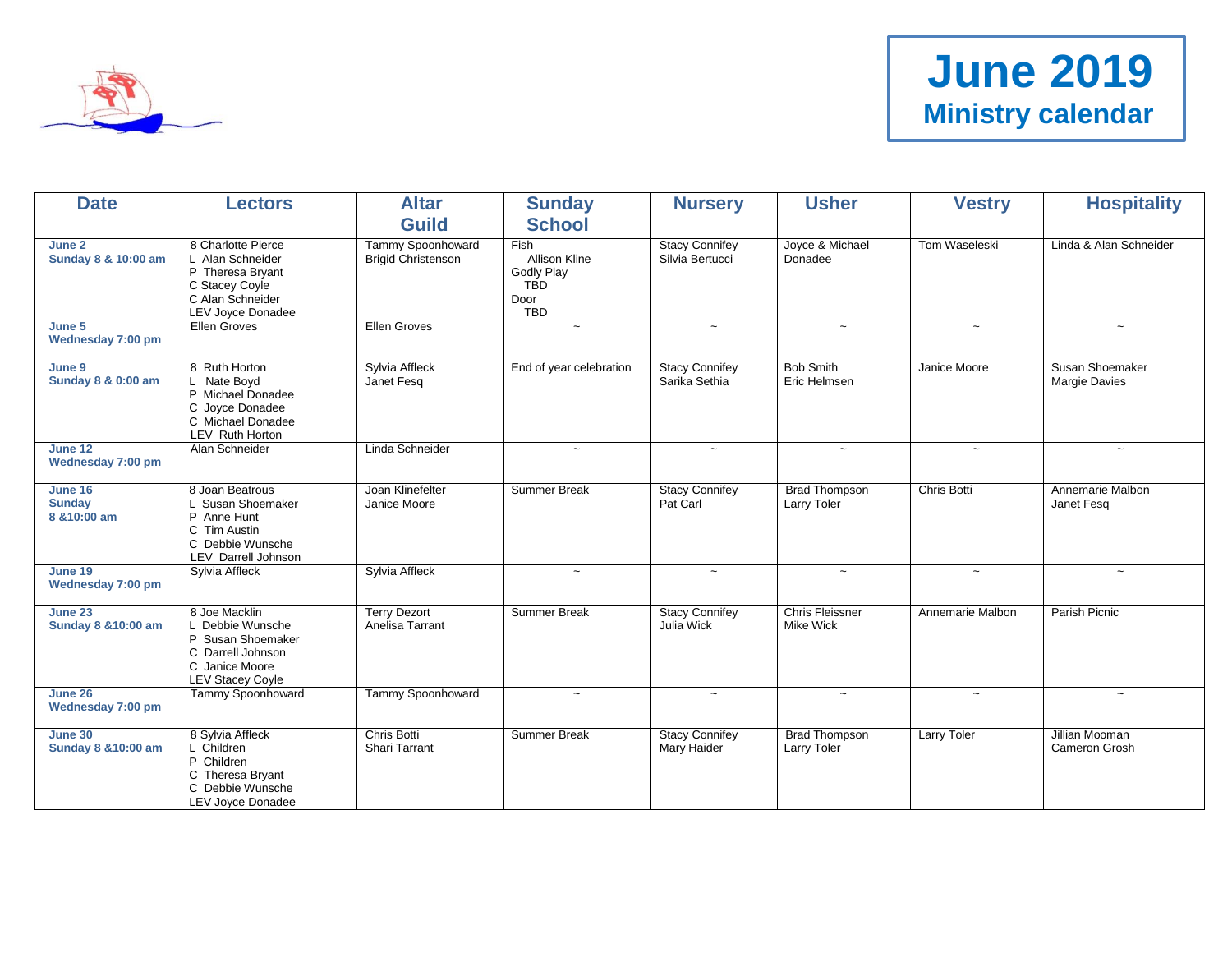# June 2019
## Ministry calendar

| Date | Lectors | Altar Guild | Sunday School | Nursery | Usher | Vestry | Hospitality |
|---|---|---|---|---|---|---|---|
| **June 2**<br>**Sunday 8 & 10:00 am** | 8 Charlotte Pierce<br>L Alan Schneider<br>P Theresa Bryant<br>C Stacey Coyle<br>C Alan Schneider<br>LEV Joyce Donadee | Tammy Spoonhoward<br>Brigid Christenson | Fish<br>Allison Kline<br>Godly Play<br>TBD<br>Door<br>TBD | Stacy Connifey<br>Silvia Bertucci | Joyce & Michael Donadee | Tom Waseleski | Linda & Alan Schneider |
| **June 5**<br>**Wednesday 7:00 pm** | Ellen Groves | Ellen Groves | ~ | ~ | ~ | ~ | ~ |
| **June 9**<br>**Sunday 8 & 0:00 am** | 8 Ruth Horton<br>L Nate Boyd<br>P Michael Donadee<br>C Joyce Donadee<br>C Michael Donadee<br>LEV Ruth Horton | Sylvia Affleck<br>Janet Fesq | End of year celebration | Stacy Connifey<br>Sarika Sethia | Bob Smith<br>Eric Helmsen | Janice Moore | Susan Shoemaker<br>Margie Davies |
| **June 12**<br>**Wednesday 7:00 pm** | Alan Schneider | Linda Schneider | ~ | ~ | ~ | ~ | ~ |
| **June 16**<br>**Sunday**<br>**8 &10:00 am** | 8 Joan Beatrous<br>L Susan Shoemaker<br>P Anne Hunt<br>C Tim Austin<br>C Debbie Wunsche<br>LEV Darrell Johnson | Joan Klinefelter<br>Janice Moore | Summer Break | Stacy Connifey<br>Pat Carl | Brad Thompson<br>Larry Toler | Chris Botti | Annemarie Malbon<br>Janet Fesq |
| **June 19**<br>**Wednesday 7:00 pm** | Sylvia Affleck | Sylvia Affleck | ~ | ~ | ~ | ~ | ~ |
| **June 23**<br>**Sunday 8 &10:00 am** | 8 Joe Macklin<br>L Debbie Wunsche<br>P Susan Shoemaker<br>C Darrell Johnson<br>C Janice Moore<br>LEV Stacey Coyle | Terry Dezort<br>Anelisa Tarrant | Summer Break | Stacy Connifey<br>Julia Wick | Chris Fleissner<br>Mike Wick | Annemarie Malbon | Parish Picnic |
| **June 26**<br>**Wednesday 7:00 pm** | Tammy Spoonhoward | Tammy Spoonhoward | ~ | ~ | ~ | ~ | ~ |
| **June 30**<br>**Sunday 8 &10:00 am** | 8 Sylvia Affleck<br>L Children<br>P Children<br>C Theresa Bryant<br>C Debbie Wunsche<br>LEV Joyce Donadee | Chris Botti<br>Shari Tarrant | Summer Break | Stacy Connifey<br>Mary Haider | Brad Thompson<br>Larry Toler | Larry Toler | Jillian Mooman<br>Cameron Grosh |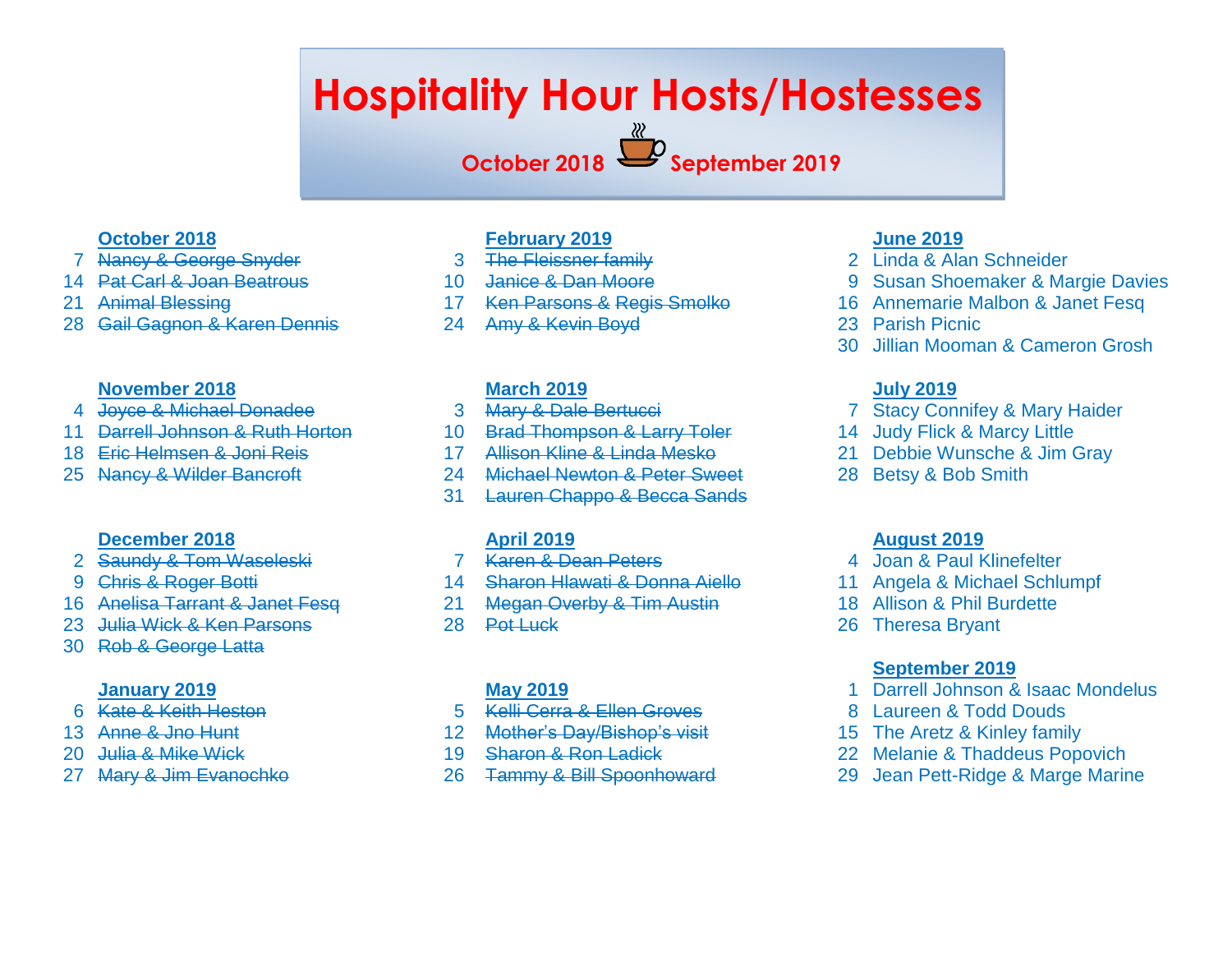# Hospitality Hour Hosts/Hostesses

**October 2018 — September 2019**

## October 2018

- 7 ~~Nancy & George Snyder~~
- 14 ~~Pat Carl & Joan Beatrous~~
- 21 ~~Animal Blessing~~
- 28 ~~Gail Gagnon & Karen Dennis~~

## November 2018

- 4 ~~Joyce & Michael Donadee~~
- 11 ~~Darrell Johnson & Ruth Horton~~
- 18 ~~Eric Helmsen & Joni Reis~~
- 25 ~~Nancy & Wilder Bancroft~~

## December 2018

- 2 ~~Saundy & Tom Waseleski~~
- 9 ~~Chris & Roger Botti~~
- 16 ~~Anelisa Tarrant & Janet Fesq~~
- 23 ~~Julia Wick & Ken Parsons~~
- 30 ~~Rob & George Latta~~

## January 2019

- 6 ~~Kate & Keith Heston~~
- 13 ~~Anne & Jno Hunt~~
- 20 ~~Julia & Mike Wick~~
- 27 ~~Mary & Jim Evanochko~~

## February 2019

- 3 ~~The Fleissner family~~
- 10 ~~Janice & Dan Moore~~
- 17 ~~Ken Parsons & Regis Smolko~~
- 24 ~~Amy & Kevin Boyd~~

## March 2019

- 3 ~~Mary & Dale Bertucci~~
- 10 ~~Brad Thompson & Larry Toler~~
- 17 ~~Allison Kline & Linda Mesko~~
- 24 ~~Michael Newton & Peter Sweet~~
- 31 ~~Lauren Chappo & Becca Sands~~

## April 2019

- 7 ~~Karen & Dean Peters~~
- 14 ~~Sharon Hlawati & Donna Aiello~~
- 21 ~~Megan Overby & Tim Austin~~
- 28 ~~Pot Luck~~

## May 2019

- 5 ~~Kelli Cerra & Ellen Groves~~
- 12 ~~Mother's Day/Bishop's visit~~
- 19 ~~Sharon & Ron Ladick~~
- 26 ~~Tammy & Bill Spoonhoward~~

## June 2019

- 2 Linda & Alan Schneider
- 9 Susan Shoemaker & Margie Davies
- 16 Annemarie Malbon & Janet Fesq
- 23 Parish Picnic
- 30 Jillian Mooman & Cameron Grosh

## July 2019

- 7 Stacy Connifey & Mary Haider
- 14 Judy Flick & Marcy Little
- 21 Debbie Wunsche & Jim Gray
- 28 Betsy & Bob Smith

## August 2019

- 4 Joan & Paul Klinefelter
- 11 Angela & Michael Schlumpf
- 18 Allison & Phil Burdette
- 26 Theresa Bryant

## September 2019

- 1 Darrell Johnson & Isaac Mondelus
- 8 Laureen & Todd Douds
- 15 The Aretz & Kinley family
- 22 Melanie & Thaddeus Popovich
- 29 Jean Pett-Ridge & Marge Marine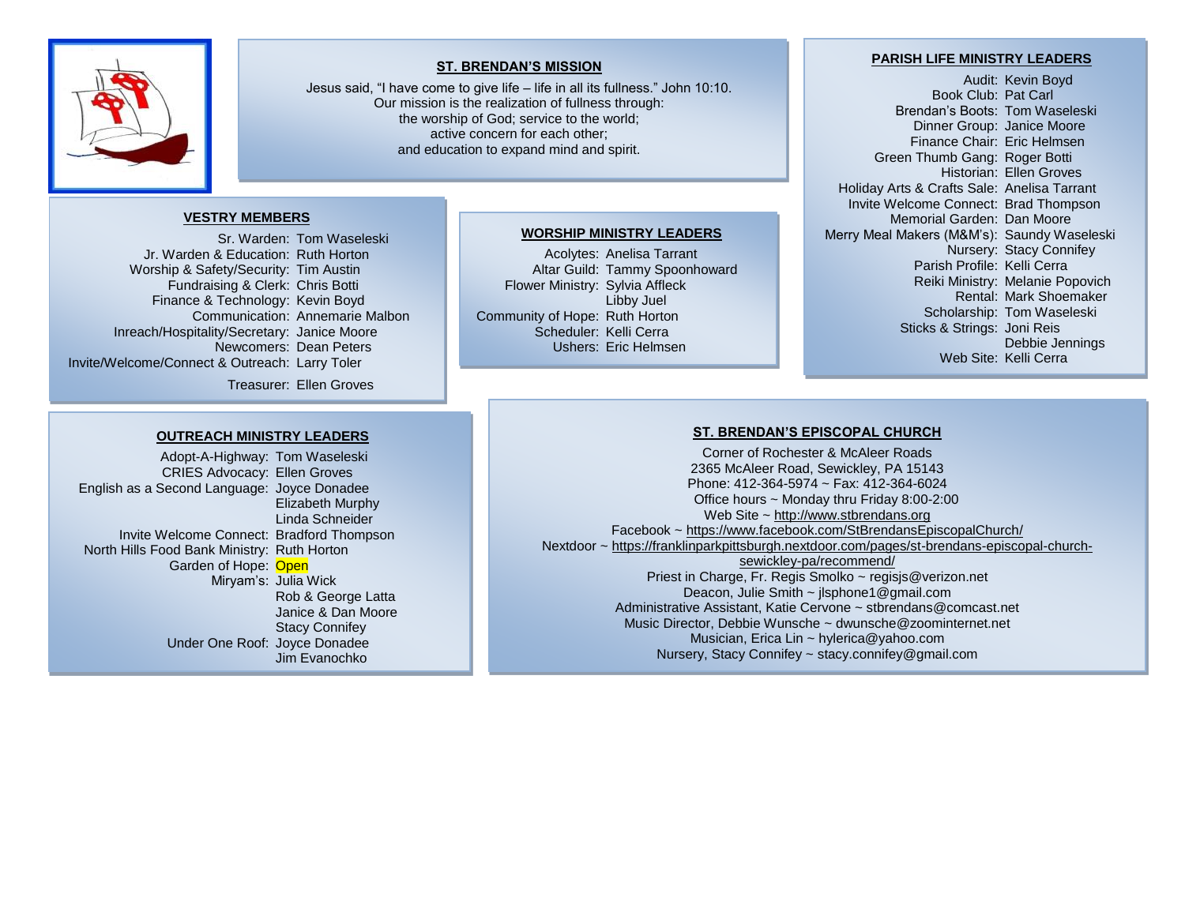## ST. BRENDAN'S MISSION

Jesus said, "I have come to give life – life in all its fullness." John 10:10.
Our mission is the realization of fullness through:
the worship of God; service to the world;
active concern for each other;
and education to expand mind and spirit.

## PARISH LIFE MINISTRY LEADERS

Audit: Kevin Boyd
Book Club: Pat Carl
Brendan's Boots: Tom Waseleski
Dinner Group: Janice Moore
Finance Chair: Eric Helmsen
Green Thumb Gang: Roger Botti
Historian: Ellen Groves
Holiday Arts & Crafts Sale: Anelisa Tarrant
Invite Welcome Connect: Brad Thompson
Memorial Garden: Dan Moore
Merry Meal Makers (M&M's): Saundy Waseleski
Nursery: Stacy Connifey
Parish Profile: Kelli Cerra
Reiki Ministry: Melanie Popovich
Rental: Mark Shoemaker
Scholarship: Tom Waseleski
Sticks & Strings: Joni Reis
Debbie Jennings
Web Site: Kelli Cerra

## VESTRY MEMBERS

Sr. Warden: Tom Waseleski
Jr. Warden & Education: Ruth Horton
Worship & Safety/Security: Tim Austin
Fundraising & Clerk: Chris Botti
Finance & Technology: Kevin Boyd
Communication: Annemarie Malbon
Inreach/Hospitality/Secretary: Janice Moore
Newcomers: Dean Peters
Invite/Welcome/Connect & Outreach: Larry Toler
Treasurer: Ellen Groves

## WORSHIP MINISTRY LEADERS

Acolytes: Anelisa Tarrant
Altar Guild: Tammy Spoonhoward
Flower Ministry: Sylvia Affleck
Libby Juel
Community of Hope: Ruth Horton
Scheduler: Kelli Cerra
Ushers: Eric Helmsen

## OUTREACH MINISTRY LEADERS

Adopt-A-Highway: Tom Waseleski
CRIES Advocacy: Ellen Groves
English as a Second Language: Joyce Donadee
Elizabeth Murphy
Linda Schneider
Invite Welcome Connect: Bradford Thompson
North Hills Food Bank Ministry: Ruth Horton
Garden of Hope: Open
Miryam's: Julia Wick
Rob & George Latta
Janice & Dan Moore
Stacy Connifey
Under One Roof: Joyce Donadee
Jim Evanochko

## ST. BRENDAN'S EPISCOPAL CHURCH

Corner of Rochester & McAleer Roads
2365 McAleer Road, Sewickley, PA 15143
Phone: 412-364-5974 ~ Fax: 412-364-6024
Office hours ~ Monday thru Friday 8:00-2:00
Web Site ~ http://www.stbrendans.org
Facebook ~ https://www.facebook.com/StBrendansEpiscopalChurch/
Nextdoor ~ https://franklinparkpittsburgh.nextdoor.com/pages/st-brendans-episcopal-church-sewickley-pa/recommend/
Priest in Charge, Fr. Regis Smolko ~ regisjs@verizon.net
Deacon, Julie Smith ~ jlsphone1@gmail.com
Administrative Assistant, Katie Cervone ~ stbrendans@comcast.net
Music Director, Debbie Wunsche ~ dwunsche@zoominternet.net
Musician, Erica Lin ~ hylerica@yahoo.com
Nursery, Stacy Connifey ~ stacy.connifey@gmail.com